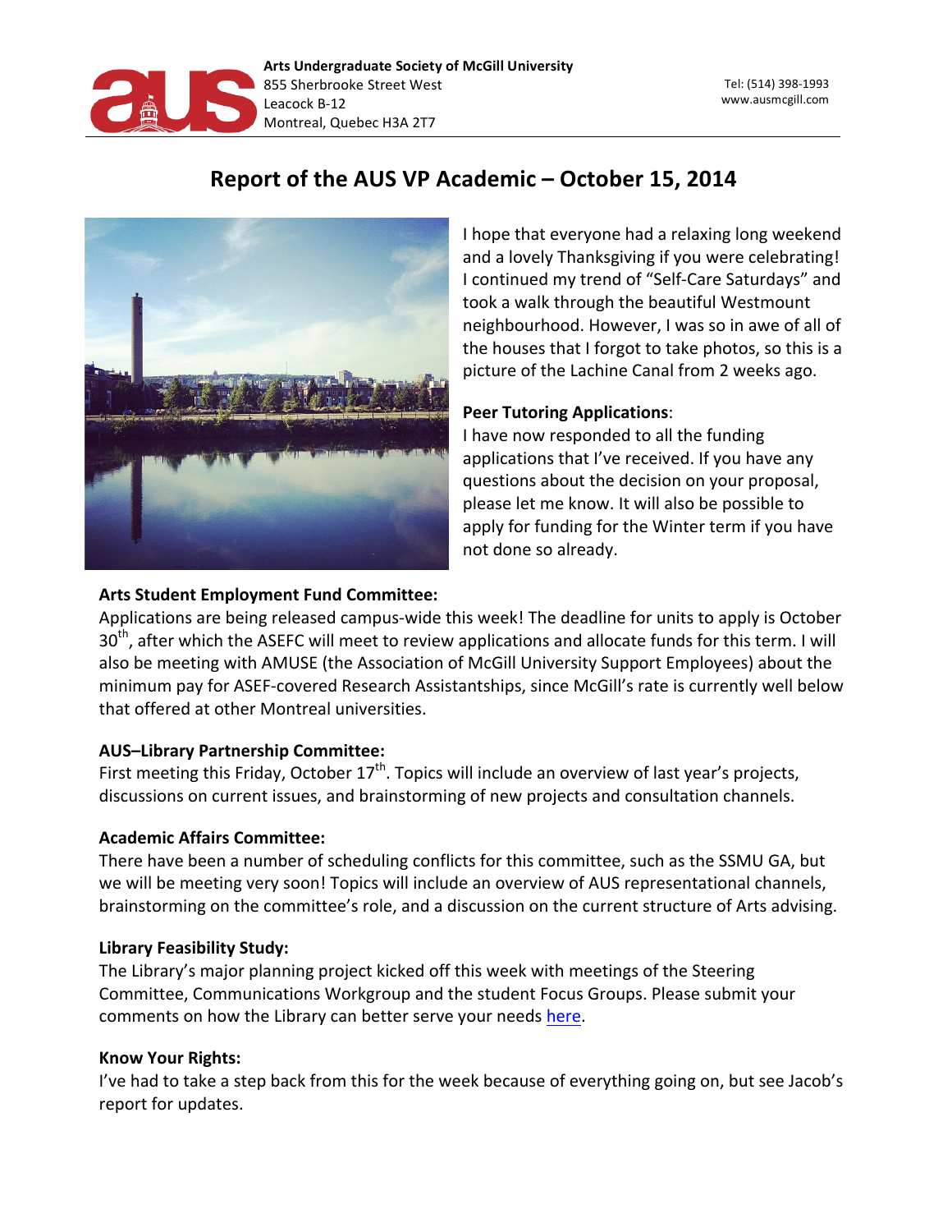Arts Undergraduate Society of McGill University
855 Sherbrooke Street West
Leacock B-12
Montreal, Quebec H3A 2T7

Tel: (514) 398-1993
www.ausmcgill.com

# Report of the AUS VP Academic – October 15, 2014

I hope that everyone had a relaxing long weekend and a lovely Thanksgiving if you were celebrating! I continued my trend of "Self-Care Saturdays" and took a walk through the beautiful Westmount neighbourhood. However, I was so in awe of all of the houses that I forgot to take photos, so this is a picture of the Lachine Canal from 2 weeks ago.

**Peer Tutoring Applications**:
I have now responded to all the funding applications that I've received. If you have any questions about the decision on your proposal, please let me know. It will also be possible to apply for funding for the Winter term if you have not done so already.

**Arts Student Employment Fund Committee:**
Applications are being released campus-wide this week! The deadline for units to apply is October 30th, after which the ASEFC will meet to review applications and allocate funds for this term. I will also be meeting with AMUSE (the Association of McGill University Support Employees) about the minimum pay for ASEF-covered Research Assistantships, since McGill's rate is currently well below that offered at other Montreal universities.

**AUS–Library Partnership Committee:**
First meeting this Friday, October 17th. Topics will include an overview of last year's projects, discussions on current issues, and brainstorming of new projects and consultation channels.

**Academic Affairs Committee:**
There have been a number of scheduling conflicts for this committee, such as the SSMU GA, but we will be meeting very soon! Topics will include an overview of AUS representational channels, brainstorming on the committee's role, and a discussion on the current structure of Arts advising.

**Library Feasibility Study:**
The Library's major planning project kicked off this week with meetings of the Steering Committee, Communications Workgroup and the student Focus Groups. Please submit your comments on how the Library can better serve your needs here.

**Know Your Rights:**
I've had to take a step back from this for the week because of everything going on, but see Jacob's report for updates.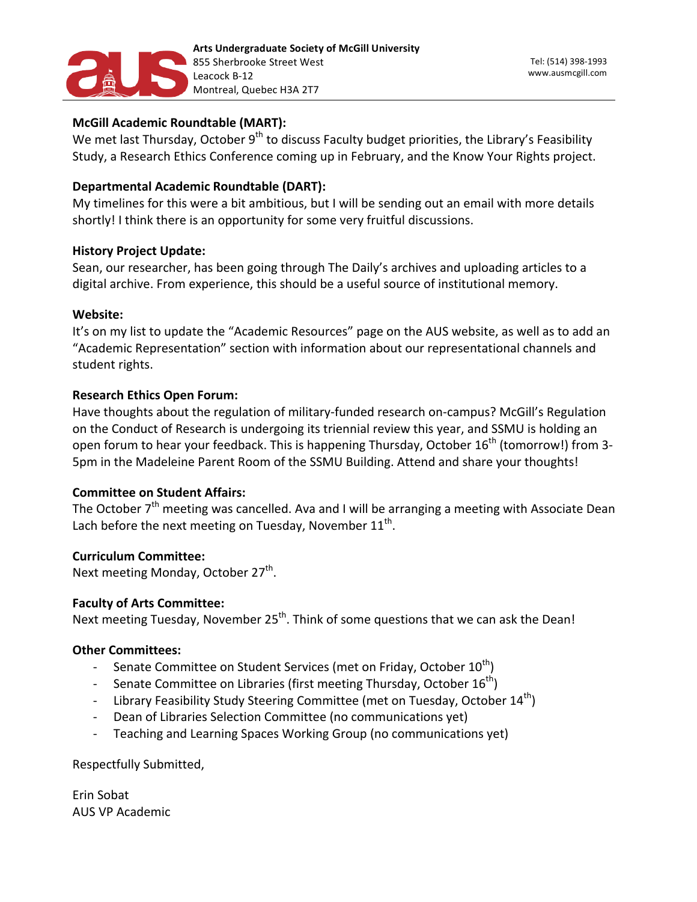**McGill Academic Roundtable (MART):**
We met last Thursday, October 9th to discuss Faculty budget priorities, the Library's Feasibility Study, a Research Ethics Conference coming up in February, and the Know Your Rights project.

**Departmental Academic Roundtable (DART):**
My timelines for this were a bit ambitious, but I will be sending out an email with more details shortly! I think there is an opportunity for some very fruitful discussions.

**History Project Update:**
Sean, our researcher, has been going through The Daily's archives and uploading articles to a digital archive. From experience, this should be a useful source of institutional memory.

**Website:**
It's on my list to update the "Academic Resources" page on the AUS website, as well as to add an "Academic Representation" section with information about our representational channels and student rights.

**Research Ethics Open Forum:**
Have thoughts about the regulation of military-funded research on-campus? McGill's Regulation on the Conduct of Research is undergoing its triennial review this year, and SSMU is holding an open forum to hear your feedback. This is happening Thursday, October 16th (tomorrow!) from 3-5pm in the Madeleine Parent Room of the SSMU Building. Attend and share your thoughts!

**Committee on Student Affairs:**
The October 7th meeting was cancelled. Ava and I will be arranging a meeting with Associate Dean Lach before the next meeting on Tuesday, November 11th.

**Curriculum Committee:**
Next meeting Monday, October 27th.

**Faculty of Arts Committee:**
Next meeting Tuesday, November 25th. Think of some questions that we can ask the Dean!

**Other Committees:**

- Senate Committee on Student Services (met on Friday, October 10th)
- Senate Committee on Libraries (first meeting Thursday, October 16th)
- Library Feasibility Study Steering Committee (met on Tuesday, October 14th)
- Dean of Libraries Selection Committee (no communications yet)
- Teaching and Learning Spaces Working Group (no communications yet)

Respectfully Submitted,

Erin Sobat
AUS VP Academic